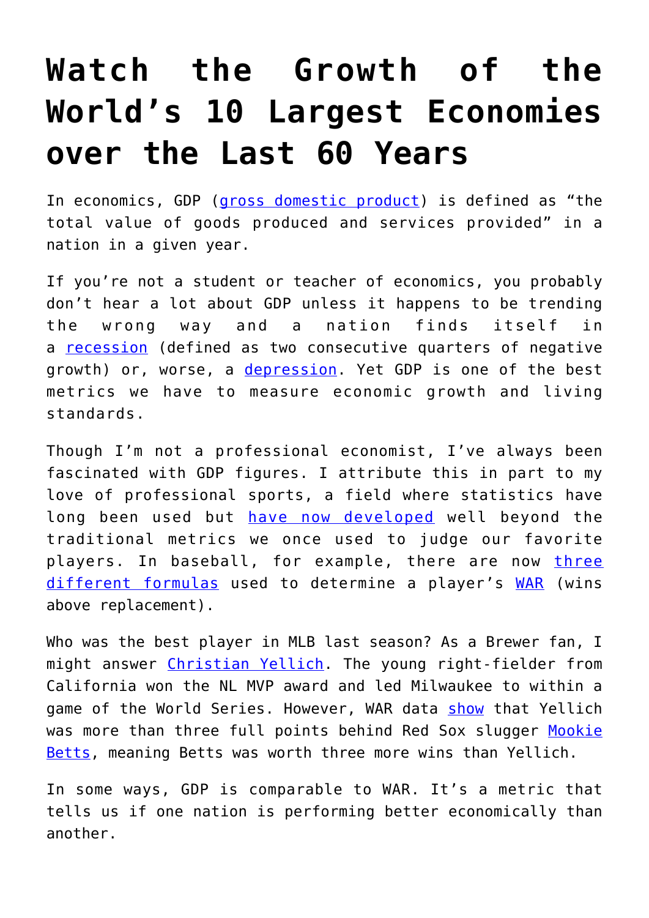# Watch the Growth of the World's 10 Largest Economies over the Last 60 Years

In economics, GDP (gross domestic product) is defined as "the total value of goods produced and services provided" in a nation in a given year.

If you're not a student or teacher of economics, you probably don't hear a lot about GDP unless it happens to be trending the wrong way and a nation finds itself in a recession (defined as two consecutive quarters of negative growth) or, worse, a depression. Yet GDP is one of the best metrics we have to measure economic growth and living standards.

Though I'm not a professional economist, I've always been fascinated with GDP figures. I attribute this in part to my love of professional sports, a field where statistics have long been used but have now developed well beyond the traditional metrics we once used to judge our favorite players. In baseball, for example, there are now three different formulas used to determine a player's WAR (wins above replacement).

Who was the best player in MLB last season? As a Brewer fan, I might answer Christian Yellich. The young right-fielder from California won the NL MVP award and led Milwaukee to within a game of the World Series. However, WAR data show that Yellich was more than three full points behind Red Sox slugger Mookie Betts, meaning Betts was worth three more wins than Yellich.

In some ways, GDP is comparable to WAR. It's a metric that tells us if one nation is performing better economically than another.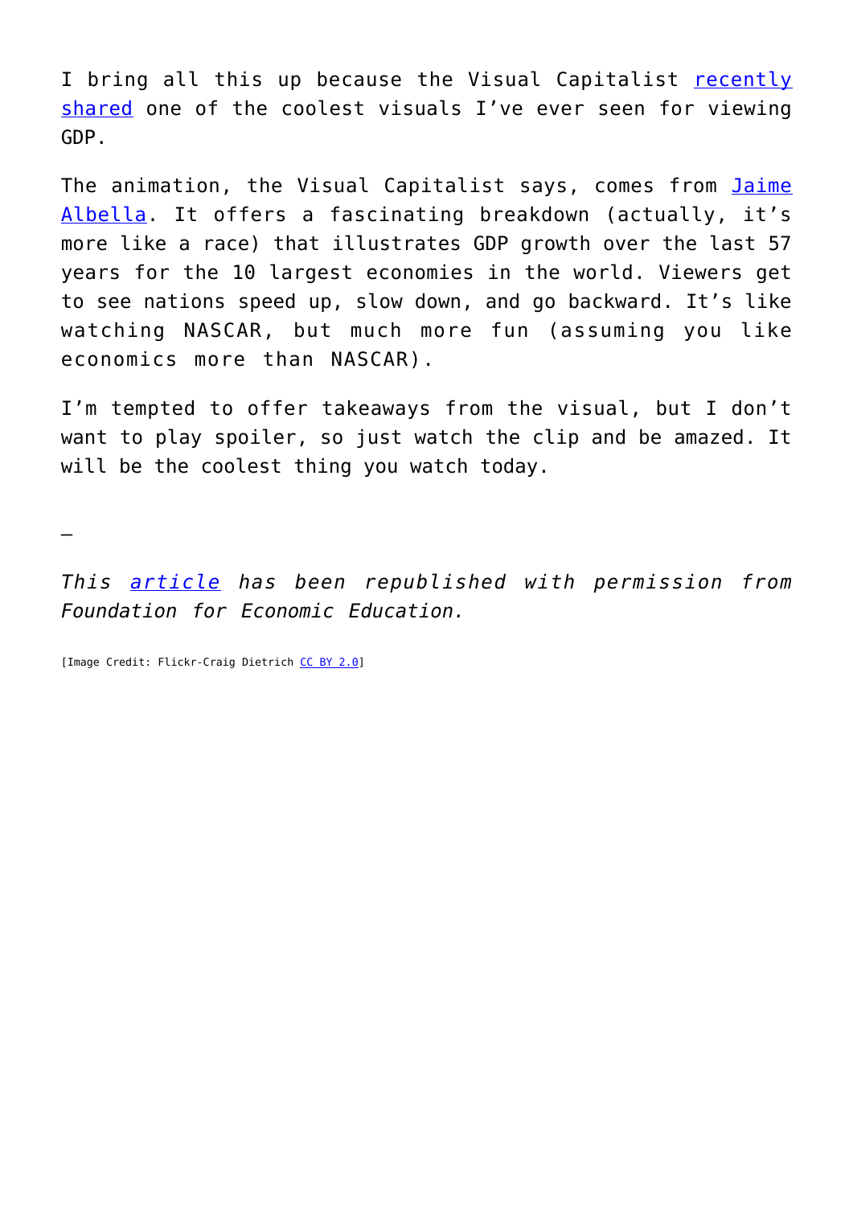I bring all this up because the Visual Capitalist recently shared one of the coolest visuals I've ever seen for viewing GDP.

The animation, the Visual Capitalist says, comes from Jaime Albella. It offers a fascinating breakdown (actually, it's more like a race) that illustrates GDP growth over the last 57 years for the 10 largest economies in the world. Viewers get to see nations speed up, slow down, and go backward. It's like watching NASCAR, but much more fun (assuming you like economics more than NASCAR).

I'm tempted to offer takeaways from the visual, but I don't want to play spoiler, so just watch the clip and be amazed. It will be the coolest thing you watch today.

—

*This article has been republished with permission from Foundation for Economic Education.*

[Image Credit: Flickr-Craig Dietrich CC BY 2.0]